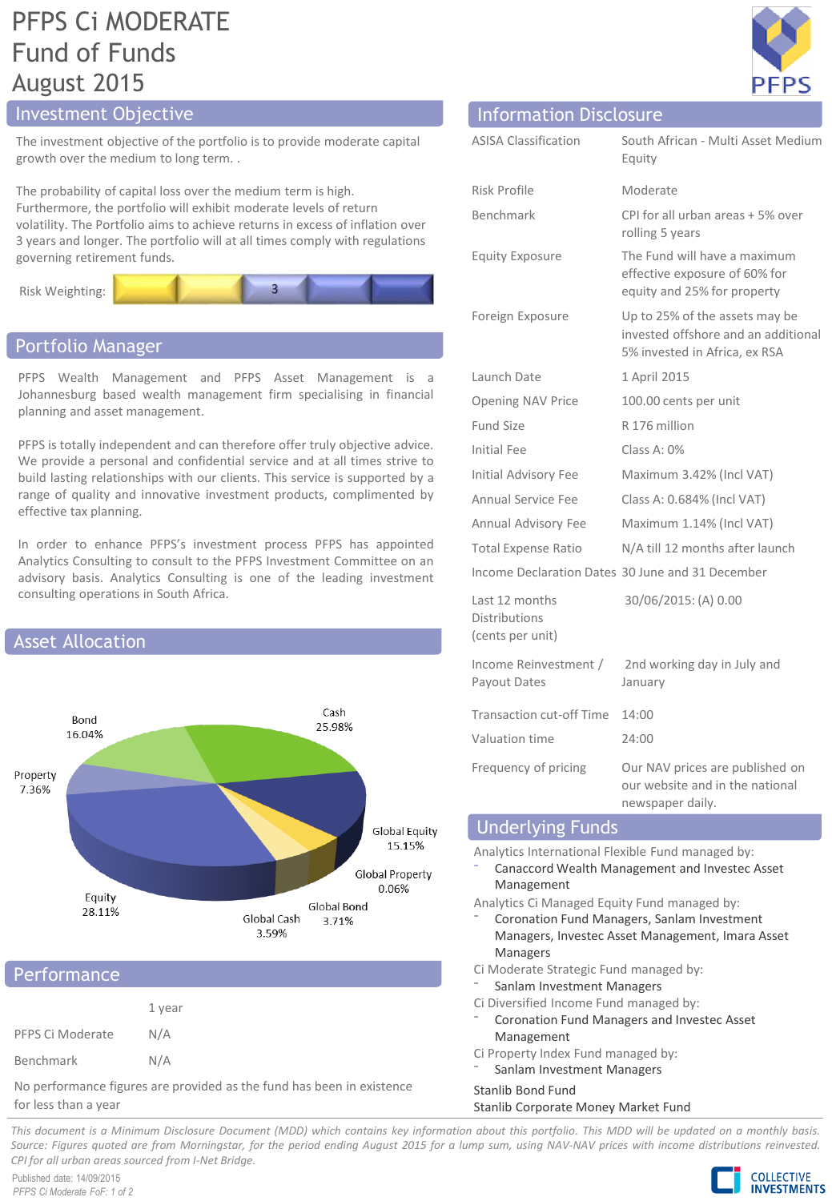# PFPS Ci MODERATE Fund of Funds
## August 2015

## Investment Objective

The investment objective of the portfolio is to provide moderate capital growth over the medium to long term. .

The probability of capital loss over the medium term is high. Furthermore, the portfolio will exhibit moderate levels of return volatility. The Portfolio aims to achieve returns in excess of inflation over 3 years and longer. The portfolio will at all times comply with regulations governing retirement funds.

Risk Weighting: 3

## Portfolio Manager

PFPS Wealth Management and PFPS Asset Management is a Johannesburg based wealth management firm specialising in financial planning and asset management.

PFPS is totally independent and can therefore offer truly objective advice. We provide a personal and confidential service and at all times strive to build lasting relationships with our clients. This service is supported by a range of quality and innovative investment products, complimented by effective tax planning.

In order to enhance PFPS's investment process PFPS has appointed Analytics Consulting to consult to the PFPS Investment Committee on an advisory basis. Analytics Consulting is one of the leading investment consulting operations in South Africa.

## Asset Allocation

| Asset | Allocation |
|---|---|
| Cash | 25.98% |
| Global Equity | 15.15% |
| Global Property | 0.06% |
| Global Bond | 3.71% |
| Global Cash | 3.59% |
| Equity | 28.11% |
| Property | 7.36% |
| Bond | 16.04% |

## Performance

| | 1 year |
|---|---|
| PFPS Ci Moderate | N/A |
| Benchmark | N/A |

No performance figures are provided as the fund has been in existence for less than a year

## Information Disclosure

| | |
|---|---|
| ASISA Classification | South African - Multi Asset Medium Equity |
| Risk Profile | Moderate |
| Benchmark | CPI for all urban areas + 5% over rolling 5 years |
| Equity Exposure | The Fund will have a maximum effective exposure of 60% for equity and 25% for property |
| Foreign Exposure | Up to 25% of the assets may be invested offshore and an additional 5% invested in Africa, ex RSA |
| Launch Date | 1 April 2015 |
| Opening NAV Price | 100.00 cents per unit |
| Fund Size | R 176 million |
| Initial Fee | Class A: 0% |
| Initial Advisory Fee | Maximum 3.42% (Incl VAT) |
| Annual Service Fee | Class A: 0.684% (Incl VAT) |
| Annual Advisory Fee | Maximum 1.14% (Incl VAT) |
| Total Expense Ratio | N/A till 12 months after launch |
| Income Declaration Dates | 30 June and 31 December |
| Last 12 months Distributions (cents per unit) | 30/06/2015: (A) 0.00 |
| Income Reinvestment / Payout Dates | 2nd working day in July and January |
| Transaction cut-off Time | 14:00 |
| Valuation time | 24:00 |
| Frequency of pricing | Our NAV prices are published on our website and in the national newspaper daily. |

## Underlying Funds

Analytics International Flexible Fund managed by:
- Canaccord Wealth Management and Investec Asset Management

Analytics Ci Managed Equity Fund managed by:
- Coronation Fund Managers, Sanlam Investment Managers, Investec Asset Management, Imara Asset Managers

Ci Moderate Strategic Fund managed by:
- Sanlam Investment Managers

Ci Diversified Income Fund managed by:
- Coronation Fund Managers and Investec Asset Management

Ci Property Index Fund managed by:
- Sanlam Investment Managers

Stanlib Bond Fund
Stanlib Corporate Money Market Fund

*This document is a Minimum Disclosure Document (MDD) which contains key information about this portfolio. This MDD will be updated on a monthly basis. Source: Figures quoted are from Morningstar, for the period ending August 2015 for a lump sum, using NAV-NAV prices with income distributions reinvested. CPI for all urban areas sourced from I-Net Bridge.*

Published date: 14/09/2015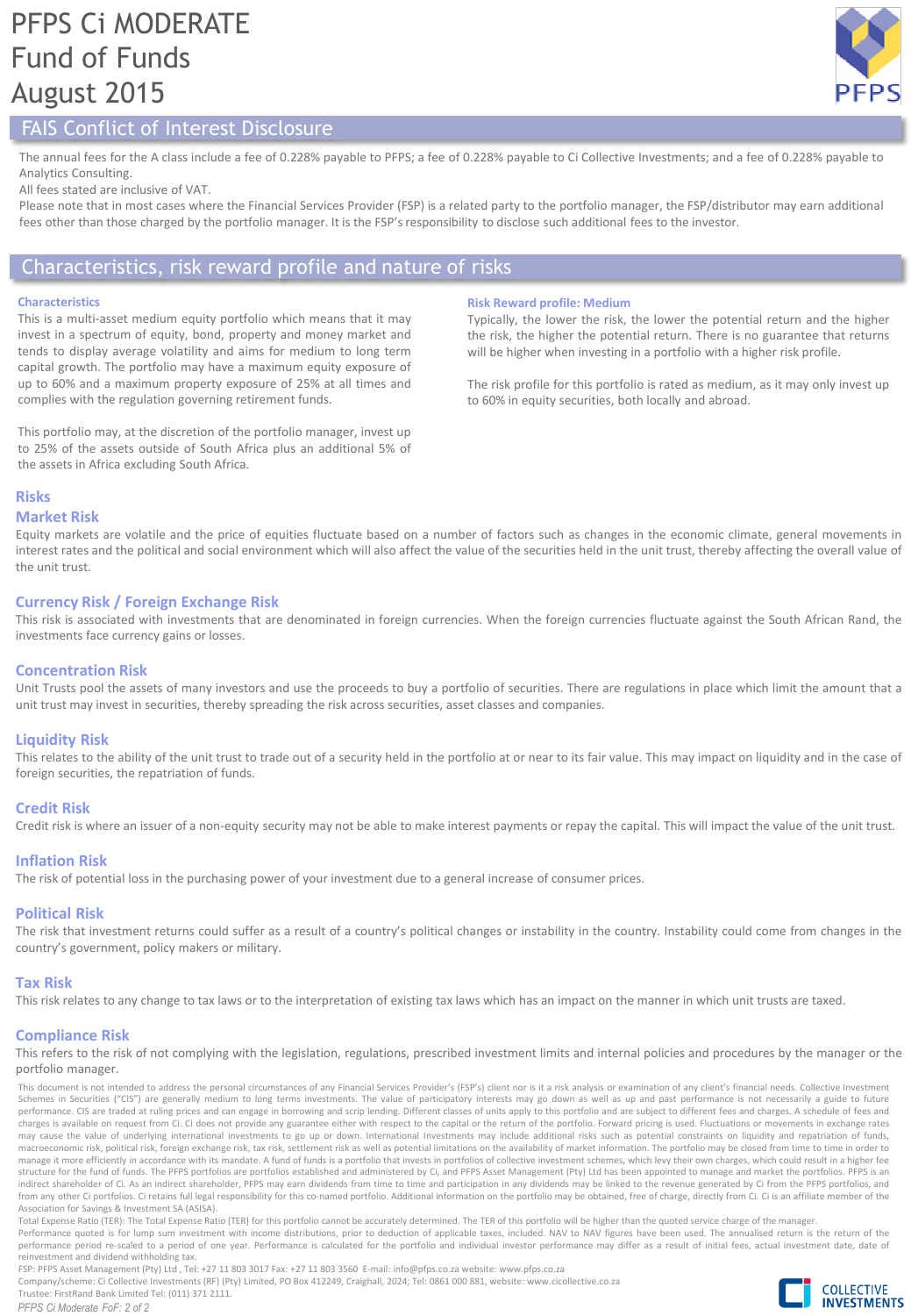# PFPS Ci MODERATE Fund of Funds August 2015

## FAIS Conflict of Interest Disclosure

The annual fees for the A class include a fee of 0.228% payable to PFPS; a fee of 0.228% payable to Ci Collective Investments; and a fee of 0.228% payable to Analytics Consulting.

All fees stated are inclusive of VAT.

Please note that in most cases where the Financial Services Provider (FSP) is a related party to the portfolio manager, the FSP/distributor may earn additional fees other than those charged by the portfolio manager. It is the FSP's responsibility to disclose such additional fees to the investor.

## Characteristics, risk reward profile and nature of risks

### Characteristics

This is a multi-asset medium equity portfolio which means that it may invest in a spectrum of equity, bond, property and money market and tends to display average volatility and aims for medium to long term capital growth. The portfolio may have a maximum equity exposure of up to 60% and a maximum property exposure of 25% at all times and complies with the regulation governing retirement funds.

This portfolio may, at the discretion of the portfolio manager, invest up to 25% of the assets outside of South Africa plus an additional 5% of the assets in Africa excluding South Africa.

### Risk Reward profile: Medium

Typically, the lower the risk, the lower the potential return and the higher the risk, the higher the potential return. There is no guarantee that returns will be higher when investing in a portfolio with a higher risk profile.

The risk profile for this portfolio is rated as medium, as it may only invest up to 60% in equity securities, both locally and abroad.

### Risks

#### Market Risk

Equity markets are volatile and the price of equities fluctuate based on a number of factors such as changes in the economic climate, general movements in interest rates and the political and social environment which will also affect the value of the securities held in the unit trust, thereby affecting the overall value of the unit trust.

#### Currency Risk / Foreign Exchange Risk

This risk is associated with investments that are denominated in foreign currencies. When the foreign currencies fluctuate against the South African Rand, the investments face currency gains or losses.

#### Concentration Risk

Unit Trusts pool the assets of many investors and use the proceeds to buy a portfolio of securities. There are regulations in place which limit the amount that a unit trust may invest in securities, thereby spreading the risk across securities, asset classes and companies.

#### Liquidity Risk

This relates to the ability of the unit trust to trade out of a security held in the portfolio at or near to its fair value. This may impact on liquidity and in the case of foreign securities, the repatriation of funds.

#### Credit Risk

Credit risk is where an issuer of a non-equity security may not be able to make interest payments or repay the capital. This will impact the value of the unit trust.

#### Inflation Risk

The risk of potential loss in the purchasing power of your investment due to a general increase of consumer prices.

#### Political Risk

The risk that investment returns could suffer as a result of a country's political changes or instability in the country. Instability could come from changes in the country's government, policy makers or military.

#### Tax Risk

This risk relates to any change to tax laws or to the interpretation of existing tax laws which has an impact on the manner in which unit trusts are taxed.

#### Compliance Risk

This refers to the risk of not complying with the legislation, regulations, prescribed investment limits and internal policies and procedures by the manager or the portfolio manager.

This document is not intended to address the personal circumstances of any Financial Services Provider's (FSP's) client nor is it a risk analysis or examination of any client's financial needs. Collective Investment Schemes in Securities ("CIS") are generally medium to long terms investments. The value of participatory interests may go down as well as up and past performance is not necessarily a guide to future performance. CIS are traded at ruling prices and can engage in borrowing and scrip lending. Different classes of units apply to this portfolio and are subject to different fees and charges. A schedule of fees and charges is available on request from Ci. Ci does not provide any guarantee either with respect to the capital or the return of the portfolio. Forward pricing is used. Fluctuations or movements in exchange rates may cause the value of underlying international investments to go up or down. International Investments may include additional risks such as potential constraints on liquidity and repatriation of funds, macroeconomic risk, political risk, foreign exchange risk, tax risk, settlement risk as well as potential limitations on the availability of market information. The portfolio may be closed from time to time in order to manage it more efficiently in accordance with its mandate. A fund of funds is a portfolio that invests in portfolios of collective investment schemes, which levy their own charges, which could result in a higher fee structure for the fund of funds. The PFPS portfolios are portfolios established and administered by Ci, and PFPS Asset Management (Pty) Ltd has been appointed to manage and market the portfolios. PFPS is an indirect shareholder of Ci. As an indirect shareholder, PFPS may earn dividends from time to time and participation in any dividends may be linked to the revenue generated by Ci from the PFPS portfolios, and from any other Ci portfolios. Ci retains full legal responsibility for this co-named portfolio. Additional information on the portfolio may be obtained, free of charge, directly from Ci. Ci is an affiliate member of the Association for Savings & Investment SA (ASISA).

Total Expense Ratio (TER): The Total Expense Ratio (TER) for this portfolio cannot be accurately determined. The TER of this portfolio will be higher than the quoted service charge of the manager.

Performance quoted is for lump sum investment with income distributions, prior to deduction of applicable taxes, included. NAV to NAV figures have been used. The annualised return is the return of the performance period re-scaled to a period of one year. Performance is calculated for the portfolio and individual investor performance may differ as a result of initial fees, actual investment date, date of reinvestment and dividend withholding tax.

FSP: PFPS Asset Management (Pty) Ltd , Tel: +27 11 803 3017 Fax: +27 11 803 3560 E-mail: info@pfps.co.za website: www.pfps.co.za

Company/scheme: Ci Collective Investments (RF) (Pty) Limited, PO Box 412249, Craighall, 2024; Tel: 0861 000 881, website: www.cicollective.co.za

Trustee: FirstRand Bank Limited Tel: (011) 371 2111.